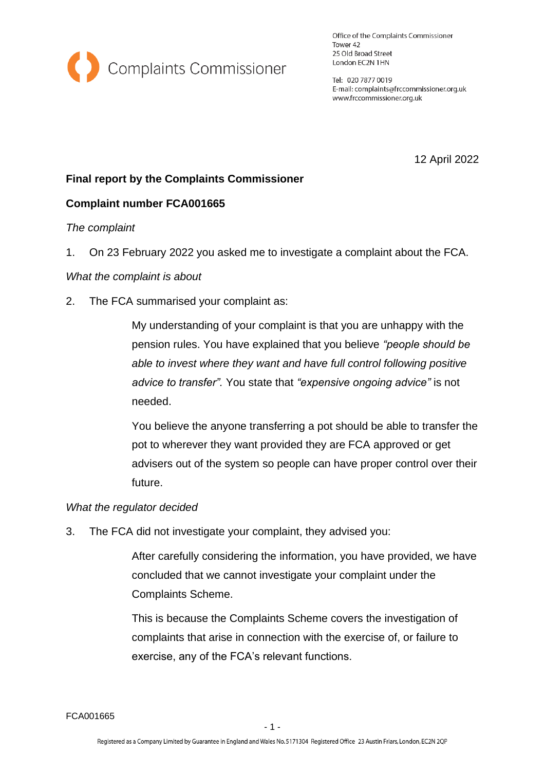Complaints Commissioner

Office of the Complaints Commissioner
Tower 42
25 Old Broad Street
London EC2N 1HN

Tel: 020 7877 0019
E-mail: complaints@frccommissioner.org.uk
www.frccommissioner.org.uk

12 April 2022

**Final report by the Complaints Commissioner**

**Complaint number FCA001665**

*The complaint*

1. On 23 February 2022 you asked me to investigate a complaint about the FCA.

*What the complaint is about*

2. The FCA summarised your complaint as:

> My understanding of your complaint is that you are unhappy with the pension rules. You have explained that you believe *"people should be able to invest where they want and have full control following positive advice to transfer".* You state that *"expensive ongoing advice"* is not needed.
>
> You believe the anyone transferring a pot should be able to transfer the pot to wherever they want provided they are FCA approved or get advisers out of the system so people can have proper control over their future.

*What the regulator decided*

3. The FCA did not investigate your complaint, they advised you:

> After carefully considering the information, you have provided, we have concluded that we cannot investigate your complaint under the Complaints Scheme.
>
> This is because the Complaints Scheme covers the investigation of complaints that arise in connection with the exercise of, or failure to exercise, any of the FCA's relevant functions.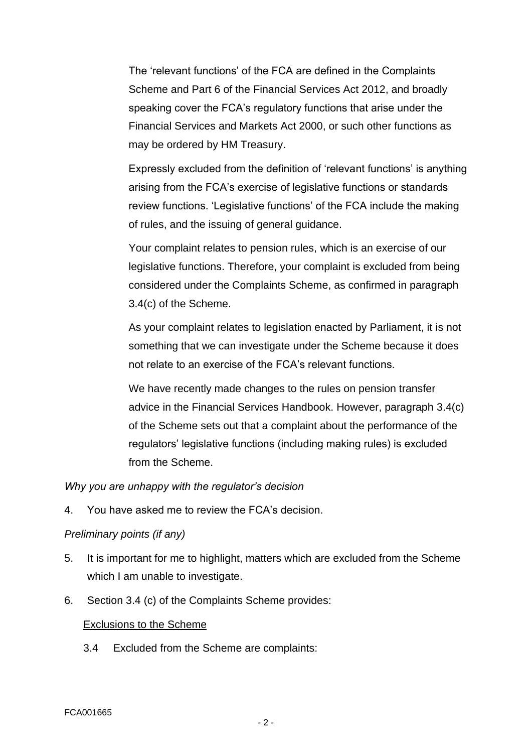The 'relevant functions' of the FCA are defined in the Complaints Scheme and Part 6 of the Financial Services Act 2012, and broadly speaking cover the FCA's regulatory functions that arise under the Financial Services and Markets Act 2000, or such other functions as may be ordered by HM Treasury.

Expressly excluded from the definition of 'relevant functions' is anything arising from the FCA's exercise of legislative functions or standards review functions. 'Legislative functions' of the FCA include the making of rules, and the issuing of general guidance.

Your complaint relates to pension rules, which is an exercise of our legislative functions. Therefore, your complaint is excluded from being considered under the Complaints Scheme, as confirmed in paragraph 3.4(c) of the Scheme.

As your complaint relates to legislation enacted by Parliament, it is not something that we can investigate under the Scheme because it does not relate to an exercise of the FCA's relevant functions.

We have recently made changes to the rules on pension transfer advice in the Financial Services Handbook. However, paragraph 3.4(c) of the Scheme sets out that a complaint about the performance of the regulators' legislative functions (including making rules) is excluded from the Scheme.

*Why you are unhappy with the regulator's decision*

4. You have asked me to review the FCA's decision.

*Preliminary points (if any)*

5. It is important for me to highlight, matters which are excluded from the Scheme which I am unable to investigate.

6. Section 3.4 (c) of the Complaints Scheme provides:

   <u>Exclusions to the Scheme</u>

   3.4 Excluded from the Scheme are complaints:

FCA001665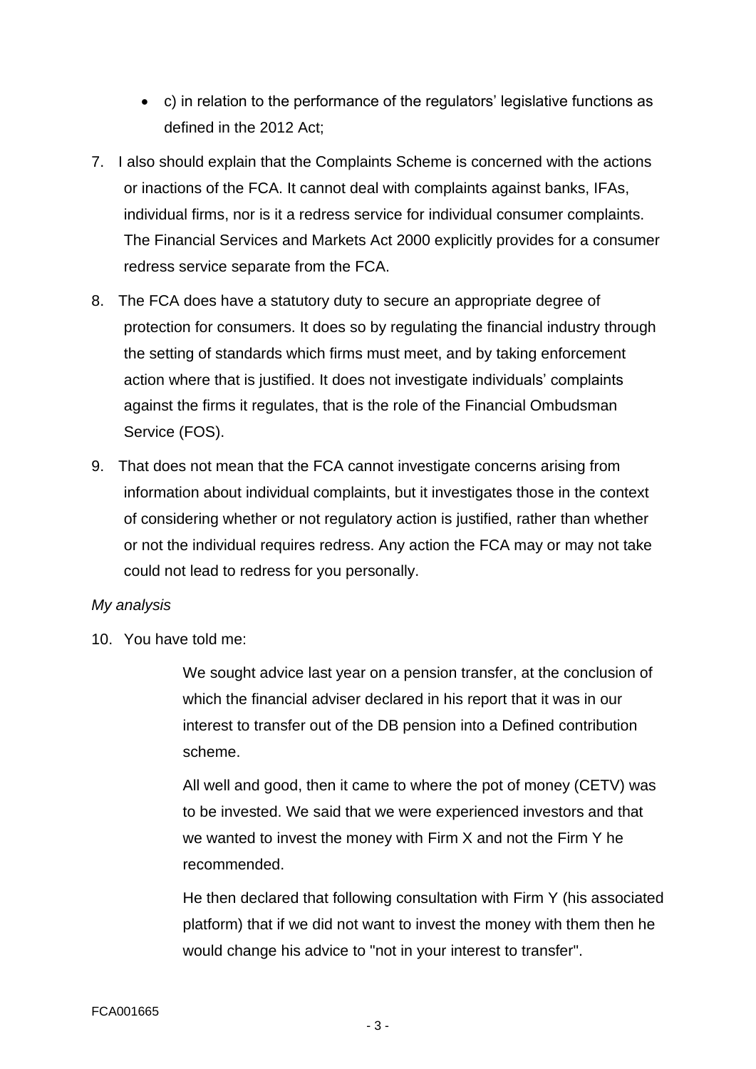- c) in relation to the performance of the regulators' legislative functions as defined in the 2012 Act;

7. I also should explain that the Complaints Scheme is concerned with the actions or inactions of the FCA. It cannot deal with complaints against banks, IFAs, individual firms, nor is it a redress service for individual consumer complaints. The Financial Services and Markets Act 2000 explicitly provides for a consumer redress service separate from the FCA.

8. The FCA does have a statutory duty to secure an appropriate degree of protection for consumers. It does so by regulating the financial industry through the setting of standards which firms must meet, and by taking enforcement action where that is justified. It does not investigate individuals' complaints against the firms it regulates, that is the role of the Financial Ombudsman Service (FOS).

9. That does not mean that the FCA cannot investigate concerns arising from information about individual complaints, but it investigates those in the context of considering whether or not regulatory action is justified, rather than whether or not the individual requires redress. Any action the FCA may or may not take could not lead to redress for you personally.

*My analysis*

10. You have told me:

> We sought advice last year on a pension transfer, at the conclusion of which the financial adviser declared in his report that it was in our interest to transfer out of the DB pension into a Defined contribution scheme.
>
> All well and good, then it came to where the pot of money (CETV) was to be invested. We said that we were experienced investors and that we wanted to invest the money with Firm X and not the Firm Y he recommended.
>
> He then declared that following consultation with Firm Y (his associated platform) that if we did not want to invest the money with them then he would change his advice to "not in your interest to transfer".

FCA001665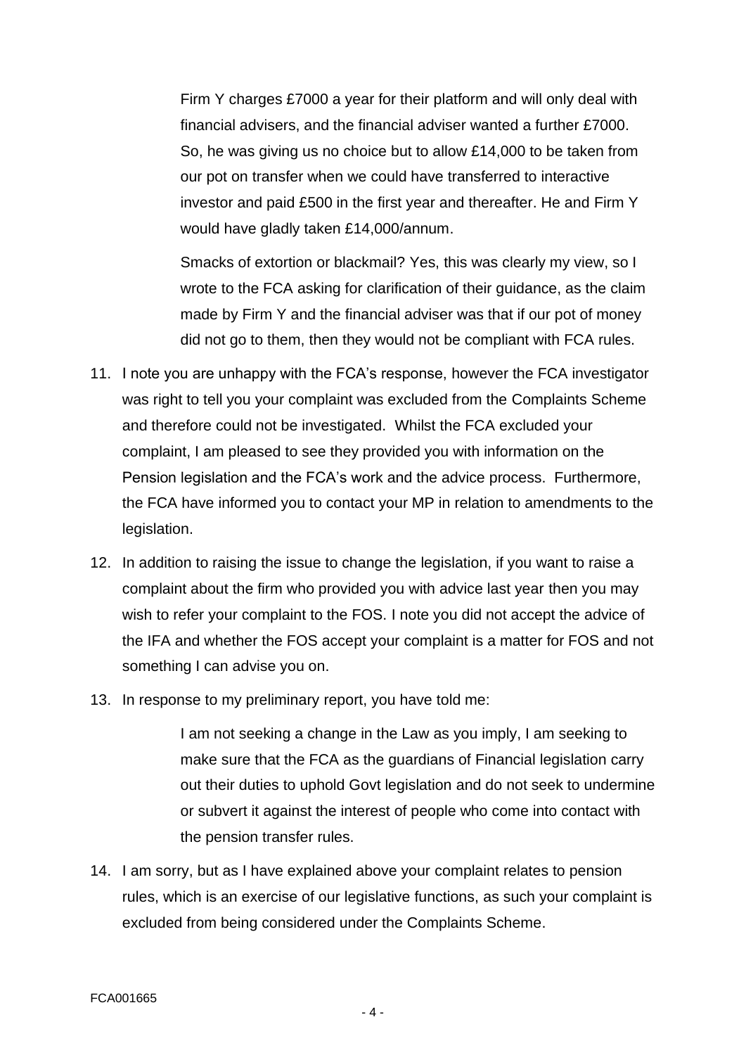> Firm Y charges £7000 a year for their platform and will only deal with financial advisers, and the financial adviser wanted a further £7000. So, he was giving us no choice but to allow £14,000 to be taken from our pot on transfer when we could have transferred to interactive investor and paid £500 in the first year and thereafter. He and Firm Y would have gladly taken £14,000/annum.
>
> Smacks of extortion or blackmail? Yes, this was clearly my view, so I wrote to the FCA asking for clarification of their guidance, as the claim made by Firm Y and the financial adviser was that if our pot of money did not go to them, then they would not be compliant with FCA rules.

11. I note you are unhappy with the FCA's response, however the FCA investigator was right to tell you your complaint was excluded from the Complaints Scheme and therefore could not be investigated. Whilst the FCA excluded your complaint, I am pleased to see they provided you with information on the Pension legislation and the FCA's work and the advice process. Furthermore, the FCA have informed you to contact your MP in relation to amendments to the legislation.

12. In addition to raising the issue to change the legislation, if you want to raise a complaint about the firm who provided you with advice last year then you may wish to refer your complaint to the FOS. I note you did not accept the advice of the IFA and whether the FOS accept your complaint is a matter for FOS and not something I can advise you on.

13. In response to my preliminary report, you have told me:

> I am not seeking a change in the Law as you imply, I am seeking to make sure that the FCA as the guardians of Financial legislation carry out their duties to uphold Govt legislation and do not seek to undermine or subvert it against the interest of people who come into contact with the pension transfer rules.

14. I am sorry, but as I have explained above your complaint relates to pension rules, which is an exercise of our legislative functions, as such your complaint is excluded from being considered under the Complaints Scheme.

FCA001665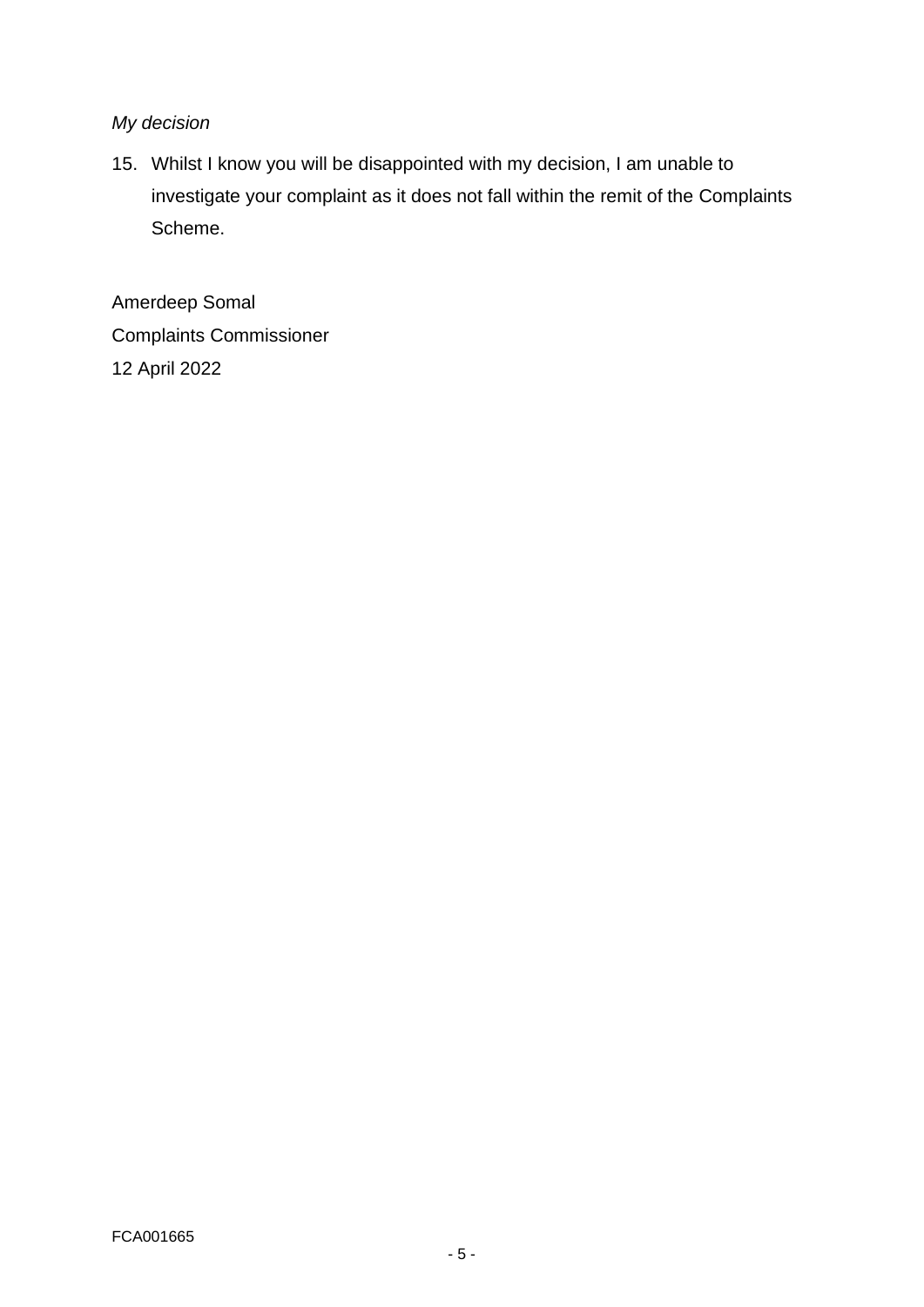*My decision*

15. Whilst I know you will be disappointed with my decision, I am unable to investigate your complaint as it does not fall within the remit of the Complaints Scheme.

Amerdeep Somal
Complaints Commissioner
12 April 2022

FCA001665